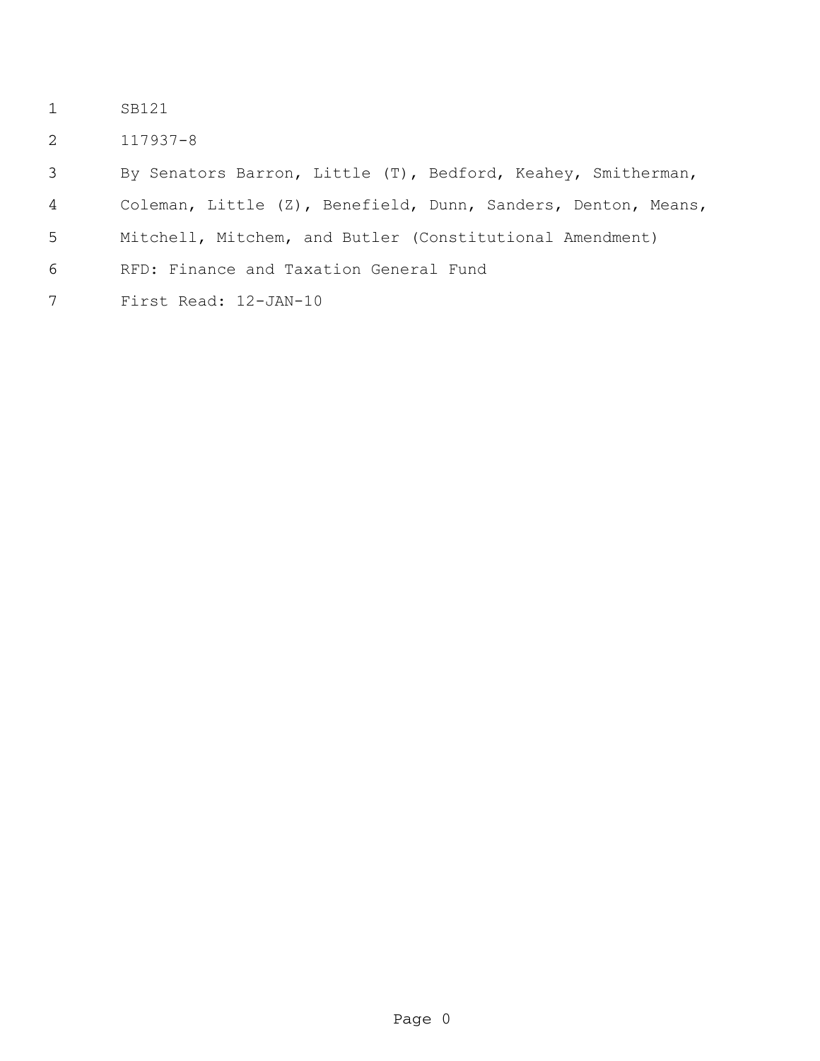SB121

117937-8

By Senators Barron, Little (T), Bedford, Keahey, Smitherman, Coleman, Little (Z), Benefield, Dunn, Sanders, Denton, Means, Mitchell, Mitchem, and Butler (Constitutional Amendment)

RFD: Finance and Taxation General Fund

First Read: 12-JAN-10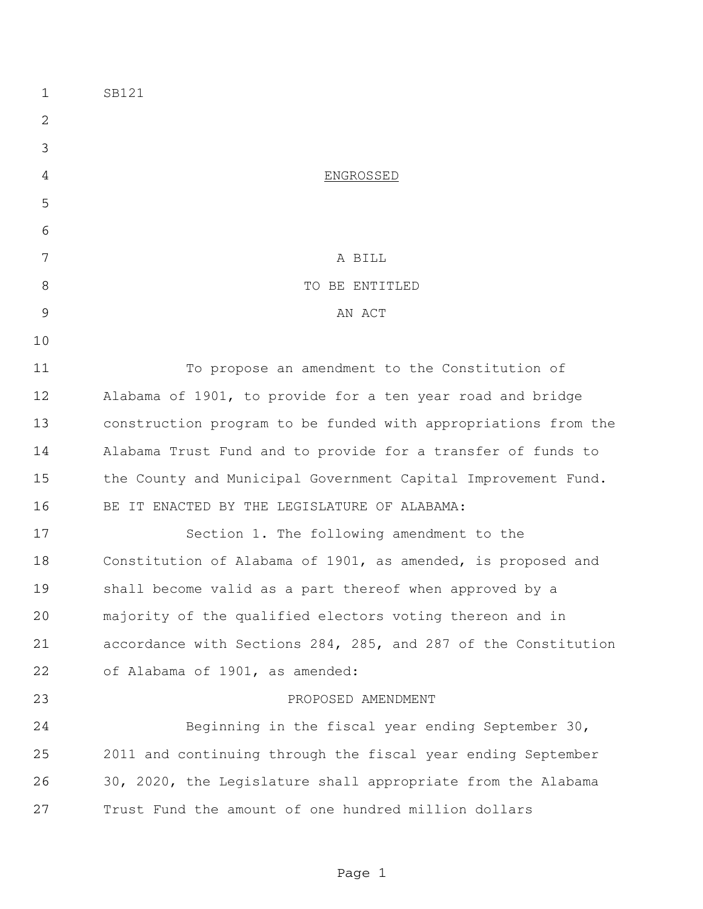SB121

ENGROSSED

A BILL
TO BE ENTITLED
AN ACT

To propose an amendment to the Constitution of Alabama of 1901, to provide for a ten year road and bridge construction program to be funded with appropriations from the Alabama Trust Fund and to provide for a transfer of funds to the County and Municipal Government Capital Improvement Fund.

BE IT ENACTED BY THE LEGISLATURE OF ALABAMA:

Section 1. The following amendment to the Constitution of Alabama of 1901, as amended, is proposed and shall become valid as a part thereof when approved by a majority of the qualified electors voting thereon and in accordance with Sections 284, 285, and 287 of the Constitution of Alabama of 1901, as amended:

PROPOSED AMENDMENT

Beginning in the fiscal year ending September 30, 2011 and continuing through the fiscal year ending September 30, 2020, the Legislature shall appropriate from the Alabama Trust Fund the amount of one hundred million dollars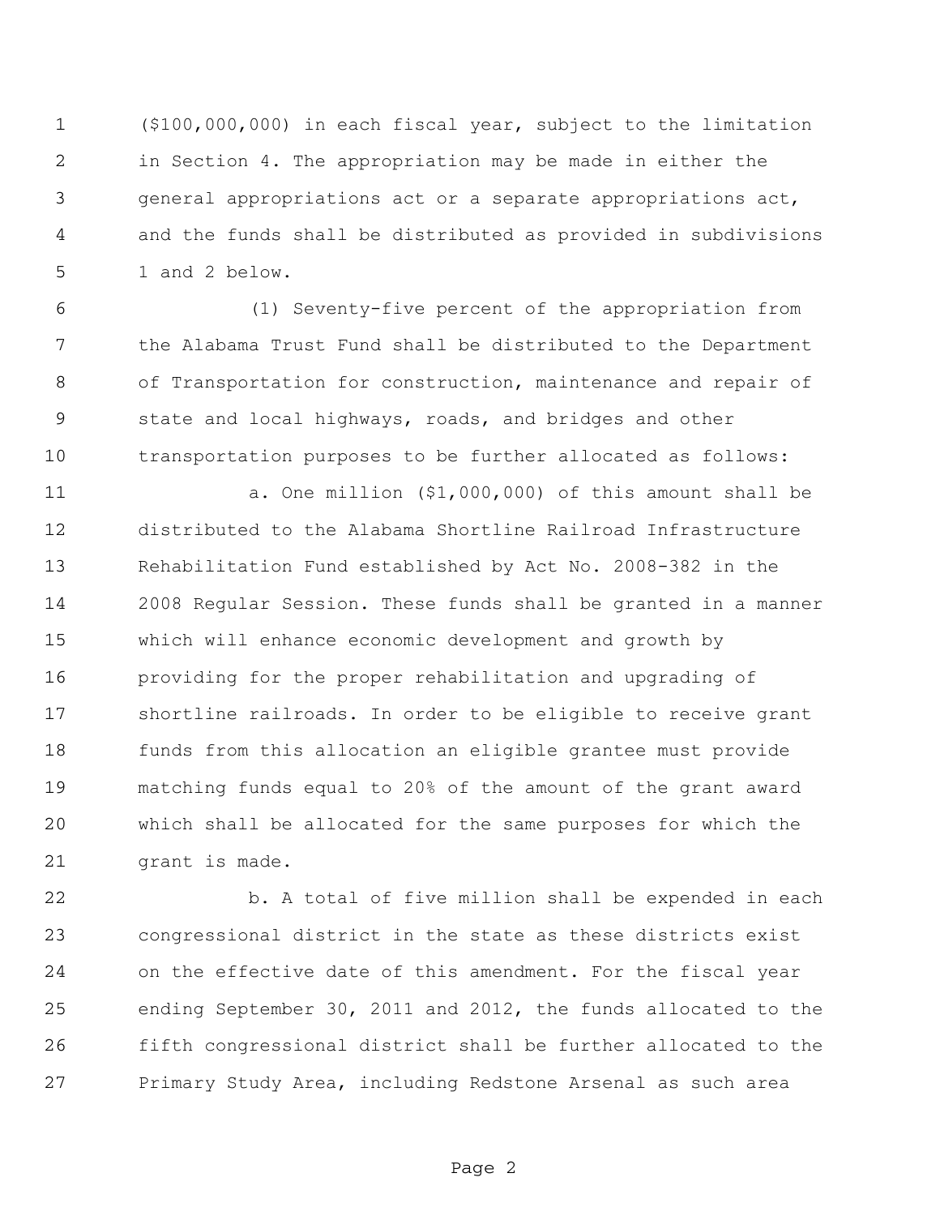($100,000,000) in each fiscal year, subject to the limitation in Section 4. The appropriation may be made in either the general appropriations act or a separate appropriations act, and the funds shall be distributed as provided in subdivisions 1 and 2 below.

(1) Seventy-five percent of the appropriation from the Alabama Trust Fund shall be distributed to the Department of Transportation for construction, maintenance and repair of state and local highways, roads, and bridges and other transportation purposes to be further allocated as follows:

a. One million ($1,000,000) of this amount shall be distributed to the Alabama Shortline Railroad Infrastructure Rehabilitation Fund established by Act No. 2008-382 in the 2008 Regular Session. These funds shall be granted in a manner which will enhance economic development and growth by providing for the proper rehabilitation and upgrading of shortline railroads. In order to be eligible to receive grant funds from this allocation an eligible grantee must provide matching funds equal to 20% of the amount of the grant award which shall be allocated for the same purposes for which the grant is made.

b. A total of five million shall be expended in each congressional district in the state as these districts exist on the effective date of this amendment. For the fiscal year ending September 30, 2011 and 2012, the funds allocated to the fifth congressional district shall be further allocated to the Primary Study Area, including Redstone Arsenal as such area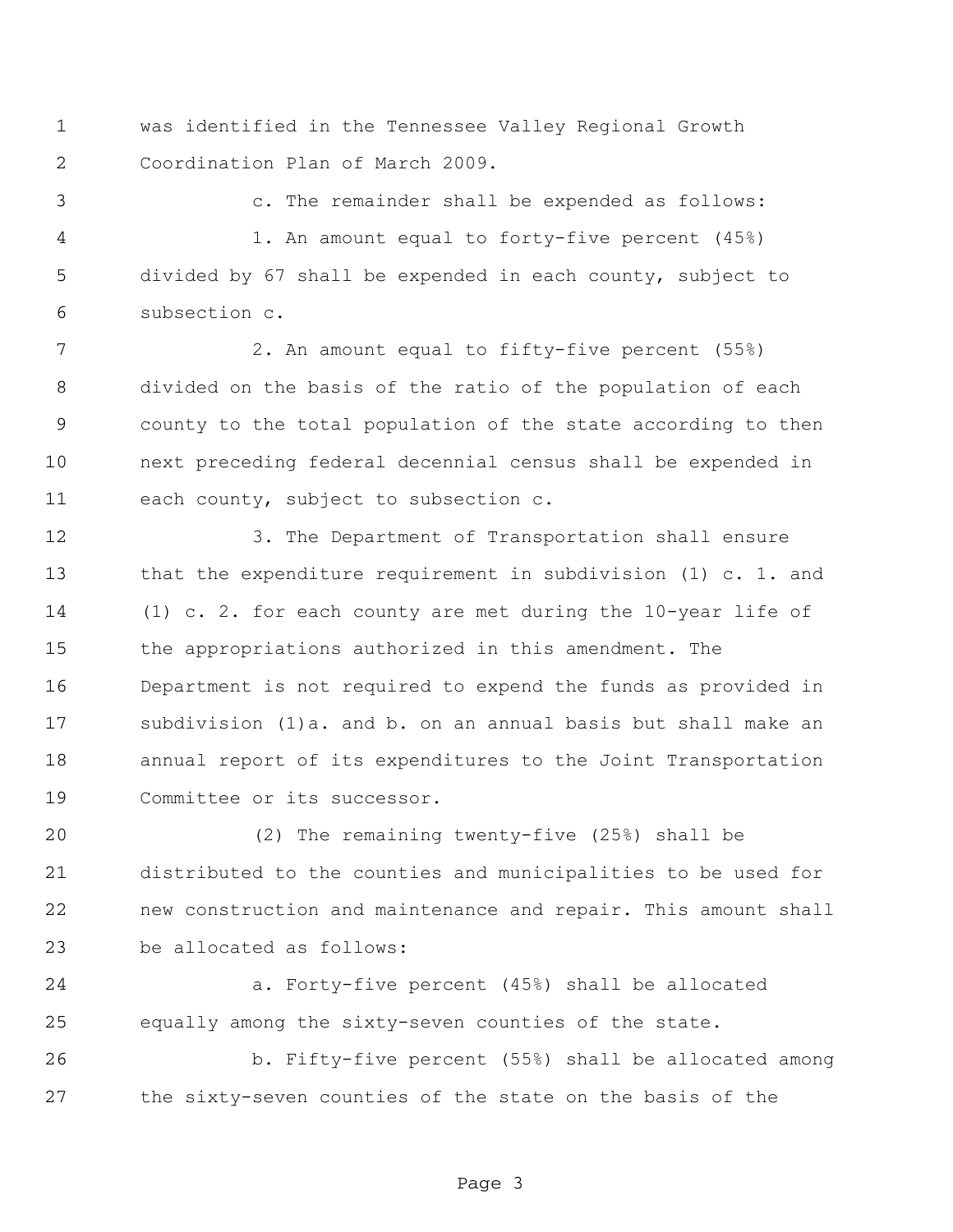was identified in the Tennessee Valley Regional Growth Coordination Plan of March 2009.

c. The remainder shall be expended as follows:

1. An amount equal to forty-five percent (45%) divided by 67 shall be expended in each county, subject to subsection c.

2. An amount equal to fifty-five percent (55%) divided on the basis of the ratio of the population of each county to the total population of the state according to then next preceding federal decennial census shall be expended in each county, subject to subsection c.

3. The Department of Transportation shall ensure that the expenditure requirement in subdivision (1) c. 1. and (1) c. 2. for each county are met during the 10-year life of the appropriations authorized in this amendment. The Department is not required to expend the funds as provided in subdivision (1)a. and b. on an annual basis but shall make an annual report of its expenditures to the Joint Transportation Committee or its successor.

(2) The remaining twenty-five (25%) shall be distributed to the counties and municipalities to be used for new construction and maintenance and repair. This amount shall be allocated as follows:

a. Forty-five percent (45%) shall be allocated equally among the sixty-seven counties of the state.

b. Fifty-five percent (55%) shall be allocated among the sixty-seven counties of the state on the basis of the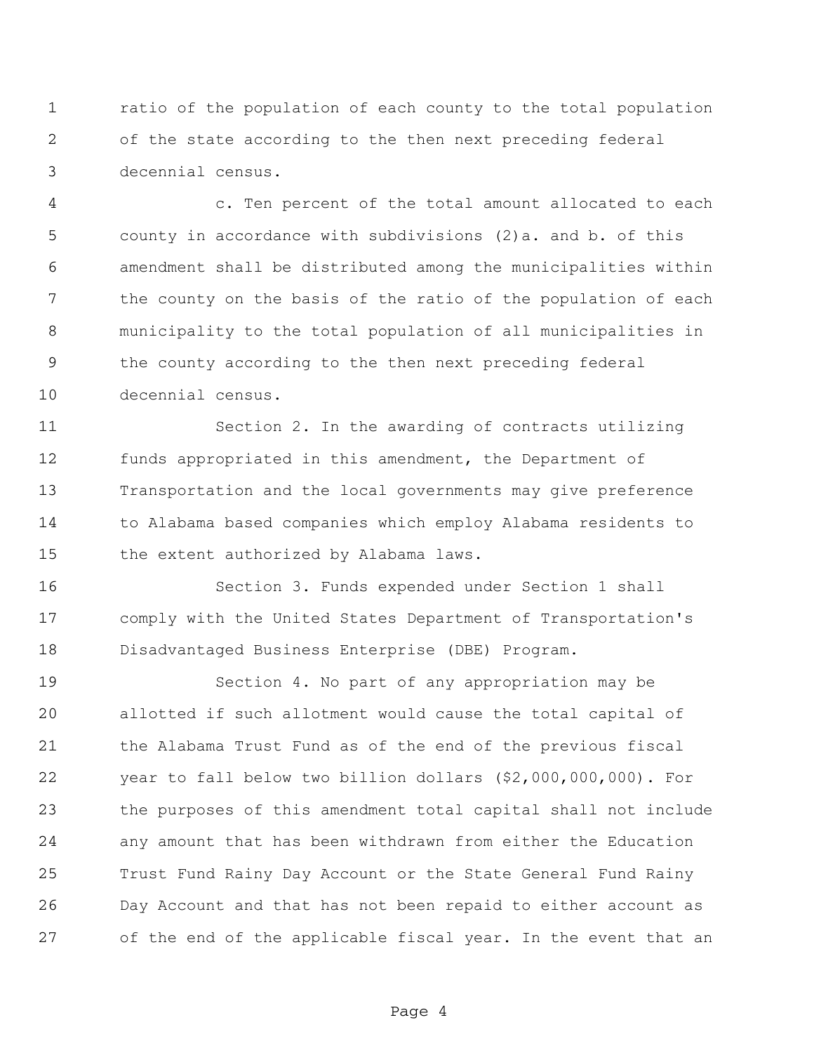ratio of the population of each county to the total population of the state according to the then next preceding federal decennial census.

c. Ten percent of the total amount allocated to each county in accordance with subdivisions (2)a. and b. of this amendment shall be distributed among the municipalities within the county on the basis of the ratio of the population of each municipality to the total population of all municipalities in the county according to the then next preceding federal decennial census.

Section 2. In the awarding of contracts utilizing funds appropriated in this amendment, the Department of Transportation and the local governments may give preference to Alabama based companies which employ Alabama residents to the extent authorized by Alabama laws.

Section 3. Funds expended under Section 1 shall comply with the United States Department of Transportation's Disadvantaged Business Enterprise (DBE) Program.

Section 4. No part of any appropriation may be allotted if such allotment would cause the total capital of the Alabama Trust Fund as of the end of the previous fiscal year to fall below two billion dollars ($2,000,000,000). For the purposes of this amendment total capital shall not include any amount that has been withdrawn from either the Education Trust Fund Rainy Day Account or the State General Fund Rainy Day Account and that has not been repaid to either account as of the end of the applicable fiscal year. In the event that an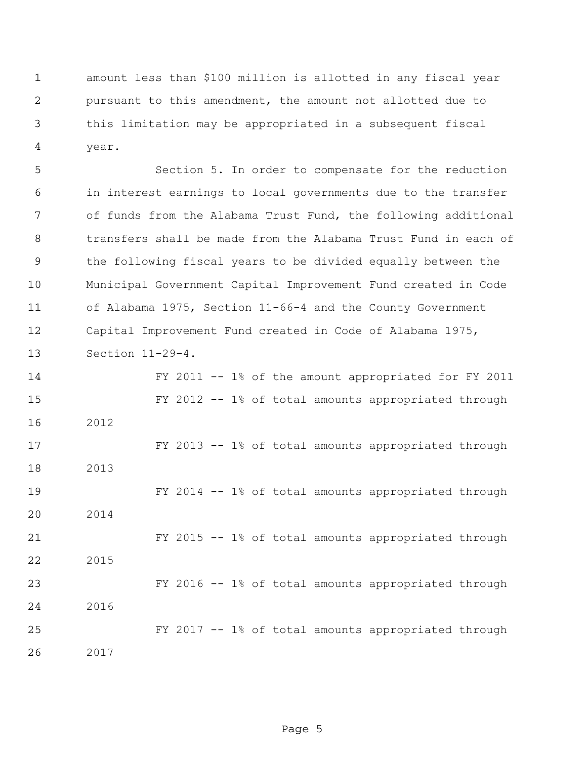amount less than $100 million is allotted in any fiscal year pursuant to this amendment, the amount not allotted due to this limitation may be appropriated in a subsequent fiscal year.

Section 5. In order to compensate for the reduction in interest earnings to local governments due to the transfer of funds from the Alabama Trust Fund, the following additional transfers shall be made from the Alabama Trust Fund in each of the following fiscal years to be divided equally between the Municipal Government Capital Improvement Fund created in Code of Alabama 1975, Section 11-66-4 and the County Government Capital Improvement Fund created in Code of Alabama 1975, Section 11-29-4.

FY 2011 -- 1% of the amount appropriated for FY 2011

FY 2012 -- 1% of total amounts appropriated through 2012

FY 2013 -- 1% of total amounts appropriated through 2013

FY 2014 -- 1% of total amounts appropriated through 2014

FY 2015 -- 1% of total amounts appropriated through 2015

FY 2016 -- 1% of total amounts appropriated through 2016

FY 2017 -- 1% of total amounts appropriated through 2017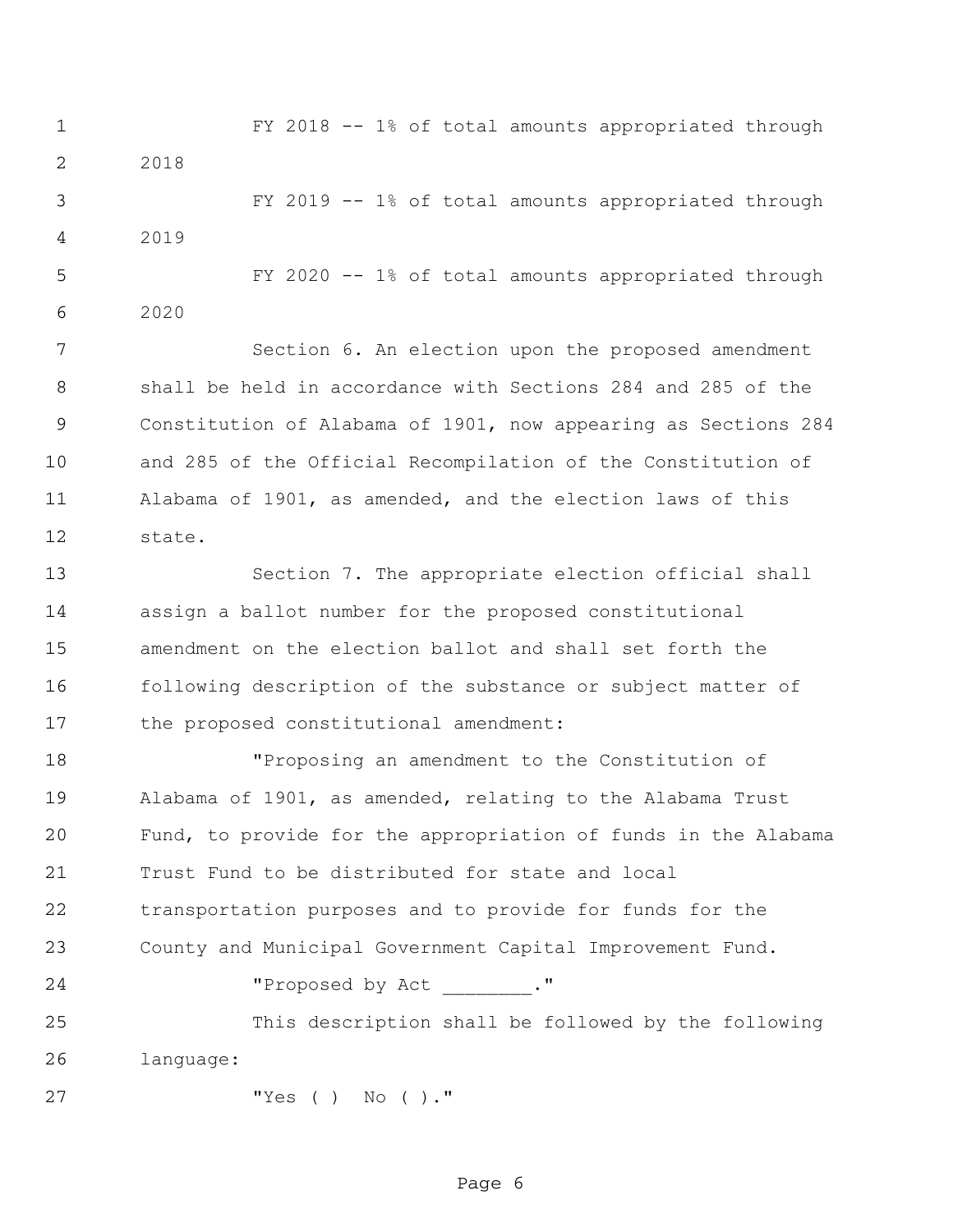FY 2018 -- 1% of total amounts appropriated through 2018

FY 2019 -- 1% of total amounts appropriated through 2019

FY 2020 -- 1% of total amounts appropriated through 2020

Section 6. An election upon the proposed amendment shall be held in accordance with Sections 284 and 285 of the Constitution of Alabama of 1901, now appearing as Sections 284 and 285 of the Official Recompilation of the Constitution of Alabama of 1901, as amended, and the election laws of this state.

Section 7. The appropriate election official shall assign a ballot number for the proposed constitutional amendment on the election ballot and shall set forth the following description of the substance or subject matter of the proposed constitutional amendment:

"Proposing an amendment to the Constitution of Alabama of 1901, as amended, relating to the Alabama Trust Fund, to provide for the appropriation of funds in the Alabama Trust Fund to be distributed for state and local transportation purposes and to provide for funds for the County and Municipal Government Capital Improvement Fund.

"Proposed by Act ________."

This description shall be followed by the following language:

"Yes ( ) No ( )."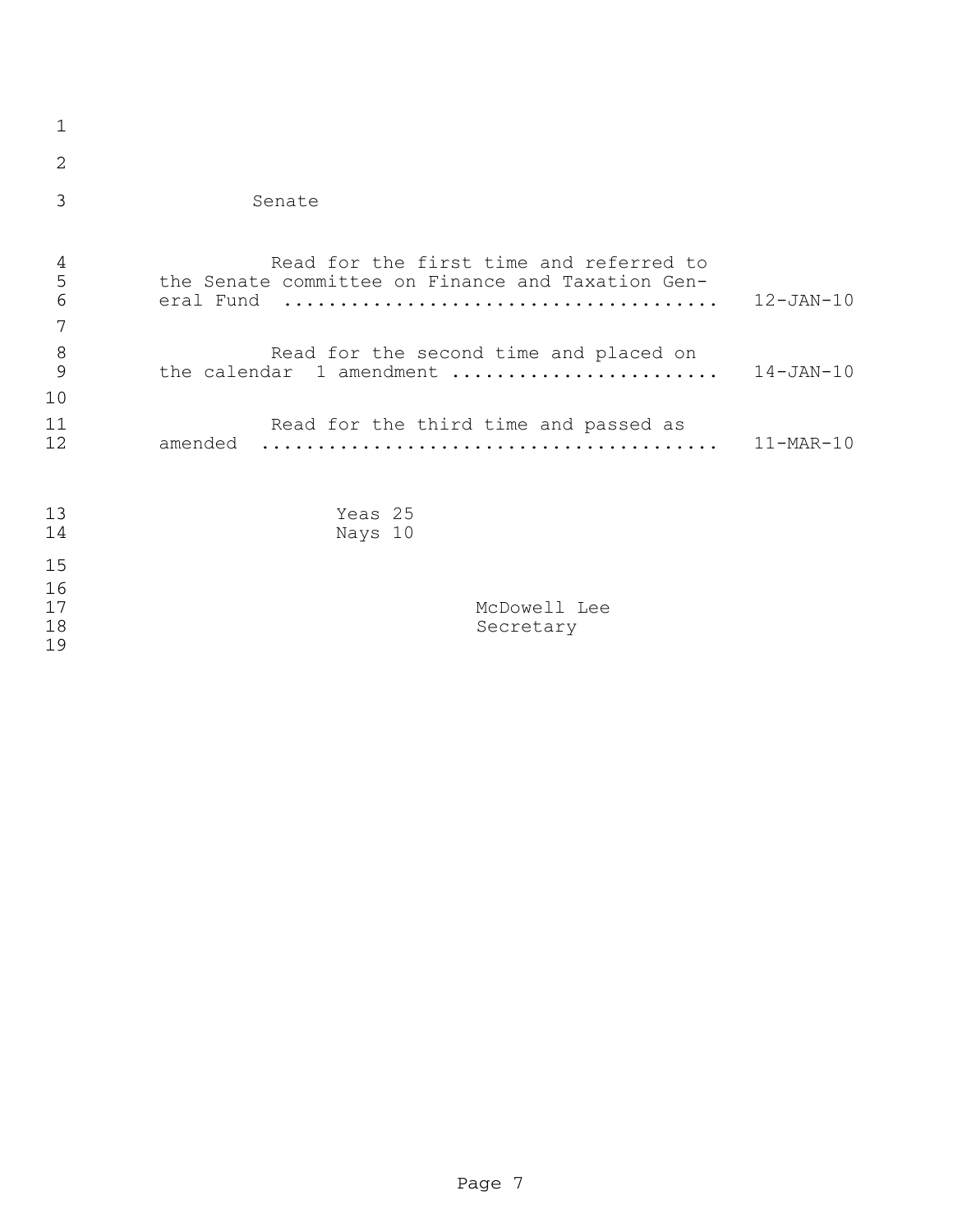Senate

Read for the first time and referred to the Senate committee on Finance and Taxation General Fund ...................................... 12-JAN-10

Read for the second time and placed on the calendar 1 amendment ........................ 14-JAN-10

Read for the third time and passed as amended .......................................... 11-MAR-10

Yeas 25
Nays 10

McDowell Lee
Secretary